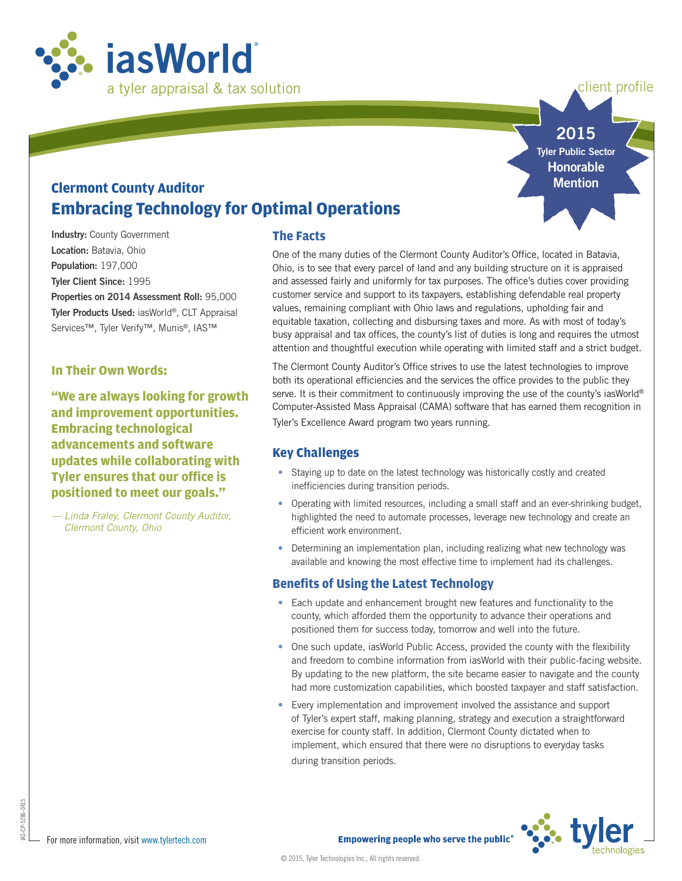iasWorld®

a tyler appraisal & tax solution

client profile

**2015 Tyler Public Sector Honorable Mention**

## Clermont County Auditor

# Embracing Technology for Optimal Operations

**Industry:** County Government
**Location:** Batavia, Ohio
**Population:** 197,000
**Tyler Client Since:** 1995
**Properties on 2014 Assessment Roll:** 95,000
**Tyler Products Used:** iasWorld®, CLT Appraisal Services™, Tyler Verify™, Munis®, IAS™

### In Their Own Words:

**"We are always looking for growth and improvement opportunities. Embracing technological advancements and software updates while collaborating with Tyler ensures that our office is positioned to meet our goals."**

*— Linda Fraley, Clermont County Auditor, Clermont County, Ohio*

### The Facts

One of the many duties of the Clermont County Auditor's Office, located in Batavia, Ohio, is to see that every parcel of land and any building structure on it is appraised and assessed fairly and uniformly for tax purposes. The office's duties cover providing customer service and support to its taxpayers, establishing defendable real property values, remaining compliant with Ohio laws and regulations, upholding fair and equitable taxation, collecting and disbursing taxes and more. As with most of today's busy appraisal and tax offices, the county's list of duties is long and requires the utmost attention and thoughtful execution while operating with limited staff and a strict budget.

The Clermont County Auditor's Office strives to use the latest technologies to improve both its operational efficiencies and the services the office provides to the public they serve. It is their commitment to continuously improving the use of the county's iasWorld® Computer-Assisted Mass Appraisal (CAMA) software that has earned them recognition in Tyler's Excellence Award program two years running.

### Key Challenges

- Staying up to date on the latest technology was historically costly and created inefficiencies during transition periods.
- Operating with limited resources, including a small staff and an ever-shrinking budget, highlighted the need to automate processes, leverage new technology and create an efficient work environment.
- Determining an implementation plan, including realizing what new technology was available and knowing the most effective time to implement had its challenges.

### Benefits of Using the Latest Technology

- Each update and enhancement brought new features and functionality to the county, which afforded them the opportunity to advance their operations and positioned them for success today, tomorrow and well into the future.
- One such update, iasWorld Public Access, provided the county with the flexibility and freedom to combine information from iasWorld with their public-facing website. By updating to the new platform, the site became easier to navigate and the county had more customization capabilities, which boosted taxpayer and staff satisfaction.
- Every implementation and improvement involved the assistance and support of Tyler's expert staff, making planning, strategy and execution a straightforward exercise for county staff. In addition, Clermont County dictated when to implement, which ensured that there were no disruptions to everyday tasks during transition periods.

For more information, visit www.tylertech.com

**Empowering people who serve the public®**

tyler technologies

IAS-CP-5286-0415

© 2015, Tyler Technologies Inc., All rights reserved.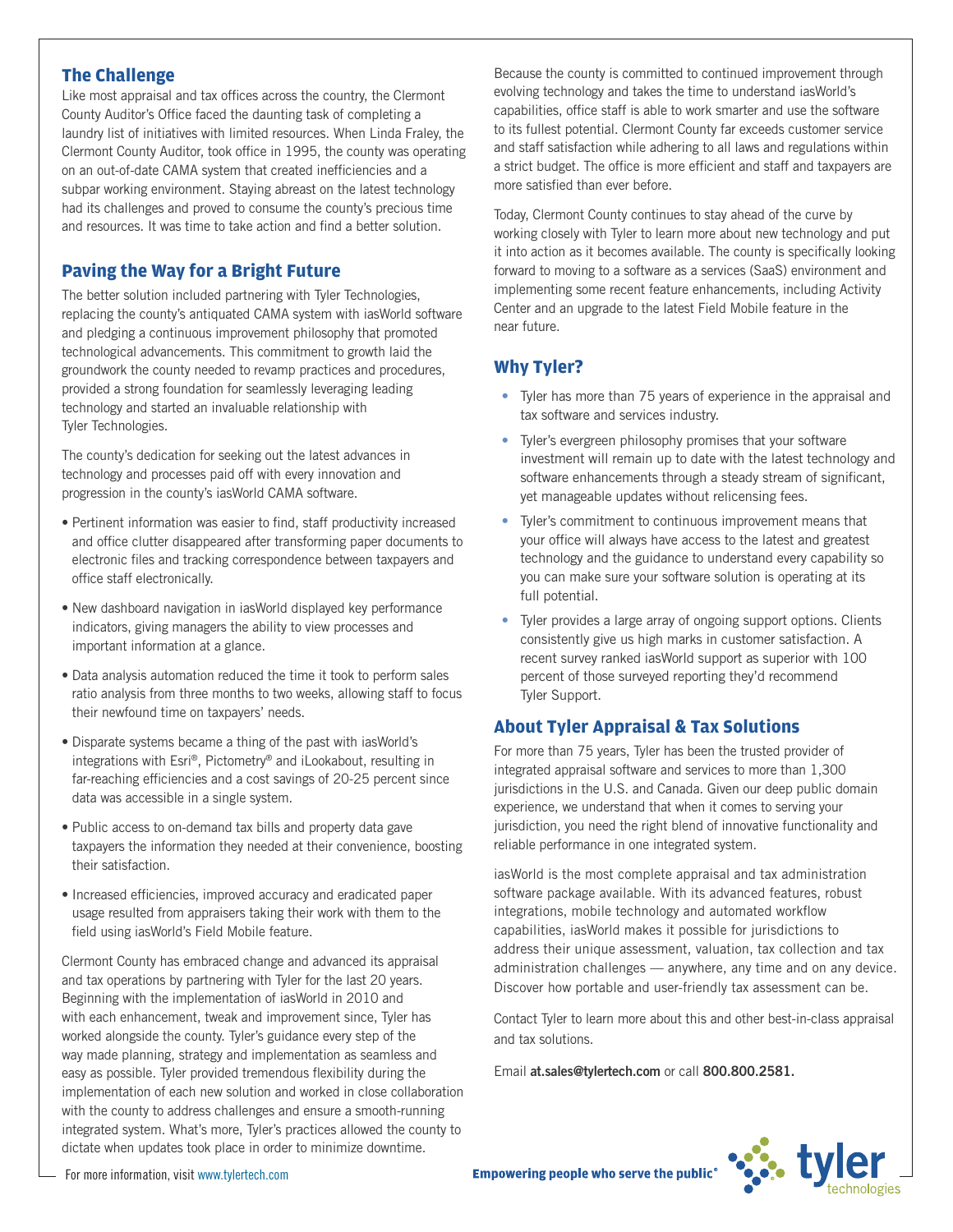## The Challenge

Like most appraisal and tax offices across the country, the Clermont County Auditor's Office faced the daunting task of completing a laundry list of initiatives with limited resources. When Linda Fraley, the Clermont County Auditor, took office in 1995, the county was operating on an out-of-date CAMA system that created inefficiencies and a subpar working environment. Staying abreast on the latest technology had its challenges and proved to consume the county's precious time and resources. It was time to take action and find a better solution.

## Paving the Way for a Bright Future

The better solution included partnering with Tyler Technologies, replacing the county's antiquated CAMA system with iasWorld software and pledging a continuous improvement philosophy that promoted technological advancements. This commitment to growth laid the groundwork the county needed to revamp practices and procedures, provided a strong foundation for seamlessly leveraging leading technology and started an invaluable relationship with Tyler Technologies.

The county's dedication for seeking out the latest advances in technology and processes paid off with every innovation and progression in the county's iasWorld CAMA software.

- Pertinent information was easier to find, staff productivity increased and office clutter disappeared after transforming paper documents to electronic files and tracking correspondence between taxpayers and office staff electronically.
- New dashboard navigation in iasWorld displayed key performance indicators, giving managers the ability to view processes and important information at a glance.
- Data analysis automation reduced the time it took to perform sales ratio analysis from three months to two weeks, allowing staff to focus their newfound time on taxpayers' needs.
- Disparate systems became a thing of the past with iasWorld's integrations with Esri®, Pictometry® and iLookabout, resulting in far-reaching efficiencies and a cost savings of 20-25 percent since data was accessible in a single system.
- Public access to on-demand tax bills and property data gave taxpayers the information they needed at their convenience, boosting their satisfaction.
- Increased efficiencies, improved accuracy and eradicated paper usage resulted from appraisers taking their work with them to the field using iasWorld's Field Mobile feature.

Clermont County has embraced change and advanced its appraisal and tax operations by partnering with Tyler for the last 20 years. Beginning with the implementation of iasWorld in 2010 and with each enhancement, tweak and improvement since, Tyler has worked alongside the county. Tyler's guidance every step of the way made planning, strategy and implementation as seamless and easy as possible. Tyler provided tremendous flexibility during the implementation of each new solution and worked in close collaboration with the county to address challenges and ensure a smooth-running integrated system. What's more, Tyler's practices allowed the county to dictate when updates took place in order to minimize downtime.

Because the county is committed to continued improvement through evolving technology and takes the time to understand iasWorld's capabilities, office staff is able to work smarter and use the software to its fullest potential. Clermont County far exceeds customer service and staff satisfaction while adhering to all laws and regulations within a strict budget. The office is more efficient and staff and taxpayers are more satisfied than ever before.

Today, Clermont County continues to stay ahead of the curve by working closely with Tyler to learn more about new technology and put it into action as it becomes available. The county is specifically looking forward to moving to a software as a services (SaaS) environment and implementing some recent feature enhancements, including Activity Center and an upgrade to the latest Field Mobile feature in the near future.

## Why Tyler?

- Tyler has more than 75 years of experience in the appraisal and tax software and services industry.
- Tyler's evergreen philosophy promises that your software investment will remain up to date with the latest technology and software enhancements through a steady stream of significant, yet manageable updates without relicensing fees.
- Tyler's commitment to continuous improvement means that your office will always have access to the latest and greatest technology and the guidance to understand every capability so you can make sure your software solution is operating at its full potential.
- Tyler provides a large array of ongoing support options. Clients consistently give us high marks in customer satisfaction. A recent survey ranked iasWorld support as superior with 100 percent of those surveyed reporting they'd recommend Tyler Support.

## About Tyler Appraisal & Tax Solutions

For more than 75 years, Tyler has been the trusted provider of integrated appraisal software and services to more than 1,300 jurisdictions in the U.S. and Canada. Given our deep public domain experience, we understand that when it comes to serving your jurisdiction, you need the right blend of innovative functionality and reliable performance in one integrated system.

iasWorld is the most complete appraisal and tax administration software package available. With its advanced features, robust integrations, mobile technology and automated workflow capabilities, iasWorld makes it possible for jurisdictions to address their unique assessment, valuation, tax collection and tax administration challenges — anywhere, any time and on any device. Discover how portable and user-friendly tax assessment can be.

Contact Tyler to learn more about this and other best-in-class appraisal and tax solutions.

Email **at.sales@tylertech.com** or call **800.800.2581.**

For more information, visit www.tylertech.com

**Empowering people who serve the public®**

tyler technologies